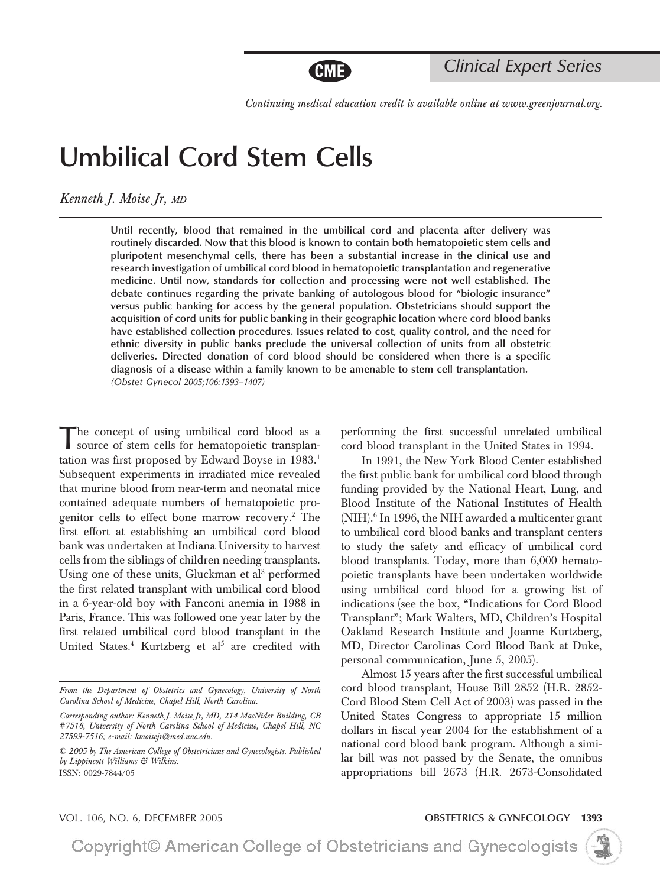Clinical Expert Series

*Continuing medical education credit is available online at www.greenjournal.org.*

# Umbilical Cord Stem Cells

*Kenneth J. Moise Jr, MD*

**Until recently, blood that remained in the umbilical cord and placenta after delivery was routinely discarded. Now that this blood is known to contain both hematopoietic stem cells and pluripotent mesenchymal cells, there has been a substantial increase in the clinical use and research investigation of umbilical cord blood in hematopoietic transplantation and regenerative medicine. Until now, standards for collection and processing were not well established. The debate continues regarding the private banking of autologous blood for "biologic insurance" versus public banking for access by the general population. Obstetricians should support the acquisition of cord units for public banking in their geographic location where cord blood banks have established collection procedures. Issues related to cost, quality control, and the need for ethnic diversity in public banks preclude the universal collection of units from all obstetric deliveries. Directed donation of cord blood should be considered when there is a specific diagnosis of a disease within a family known to be amenable to stem cell transplantation.**
*(Obstet Gynecol 2005;106:1393–1407)*

The concept of using umbilical cord blood as a source of stem cells for hematopoietic transplantation was first proposed by Edward Boyse in 1983.[1] Subsequent experiments in irradiated mice revealed that murine blood from near-term and neonatal mice contained adequate numbers of hematopoietic progenitor cells to effect bone marrow recovery.[2] The first effort at establishing an umbilical cord blood bank was undertaken at Indiana University to harvest cells from the siblings of children needing transplants. Using one of these units, Gluckman et al[3] performed the first related transplant with umbilical cord blood in a 6-year-old boy with Fanconi anemia in 1988 in Paris, France. This was followed one year later by the first related umbilical cord blood transplant in the United States.[4] Kurtzberg et al[5] are credited with performing the first successful unrelated umbilical cord blood transplant in the United States in 1994.

In 1991, the New York Blood Center established the first public bank for umbilical cord blood through funding provided by the National Heart, Lung, and Blood Institute of the National Institutes of Health (NIH).[6] In 1996, the NIH awarded a multicenter grant to umbilical cord blood banks and transplant centers to study the safety and efficacy of umbilical cord blood transplants. Today, more than 6,000 hematopoietic transplants have been undertaken worldwide using umbilical cord blood for a growing list of indications (see the box, "Indications for Cord Blood Transplant"; Mark Walters, MD, Children's Hospital Oakland Research Institute and Joanne Kurtzberg, MD, Director Carolinas Cord Blood Bank at Duke, personal communication, June 5, 2005).

Almost 15 years after the first successful umbilical cord blood transplant, House Bill 2852 (H.R. 2852-Cord Blood Stem Cell Act of 2003) was passed in the United States Congress to appropriate 15 million dollars in fiscal year 2004 for the establishment of a national cord blood bank program. Although a similar bill was not passed by the Senate, the omnibus appropriations bill 2673 (H.R. 2673-Consolidated

*From the Department of Obstetrics and Gynecology, University of North Carolina School of Medicine, Chapel Hill, North Carolina.*

*Corresponding author: Kenneth J. Moise Jr, MD, 214 MacNider Building, CB #7516, University of North Carolina School of Medicine, Chapel Hill, NC 27599-7516; e-mail: kmoisejr@med.unc.edu.*

*© 2005 by The American College of Obstetricians and Gynecologists. Published by Lippincott Williams & Wilkins.*
ISSN: 0029-7844/05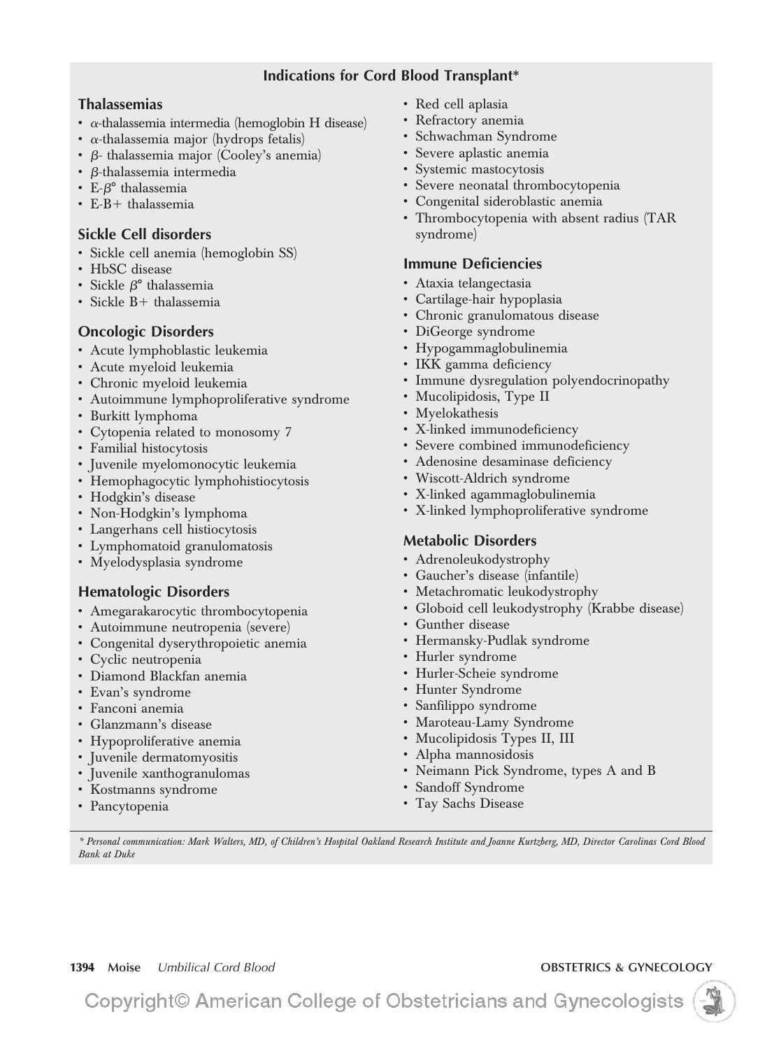## Indications for Cord Blood Transplant*

### Thalassemias

- $\alpha$-thalassemia intermedia (hemoglobin H disease)
- $\alpha$-thalassemia major (hydrops fetalis)
- $\beta$- thalassemia major (Cooley's anemia)
- $\beta$-thalassemia intermedia
- E-$\beta$° thalassemia
- E-B+ thalassemia

### Sickle Cell disorders

- Sickle cell anemia (hemoglobin SS)
- HbSC disease
- Sickle $\beta$° thalassemia
- Sickle B+ thalassemia

### Oncologic Disorders

- Acute lymphoblastic leukemia
- Acute myeloid leukemia
- Chronic myeloid leukemia
- Autoimmune lymphoproliferative syndrome
- Burkitt lymphoma
- Cytopenia related to monosomy 7
- Familial histocytosis
- Juvenile myelomonocytic leukemia
- Hemophagocytic lymphohistiocytosis
- Hodgkin's disease
- Non-Hodgkin's lymphoma
- Langerhans cell histiocytosis
- Lymphomatoid granulomatosis
- Myelodysplasia syndrome

### Hematologic Disorders

- Amegarakarocytic thrombocytopenia
- Autoimmune neutropenia (severe)
- Congenital dyserythropoietic anemia
- Cyclic neutropenia
- Diamond Blackfan anemia
- Evan's syndrome
- Fanconi anemia
- Glanzmann's disease
- Hypoproliferative anemia
- Juvenile dermatomyositis
- Juvenile xanthogranulomas
- Kostmanns syndrome
- Pancytopenia
- Red cell aplasia
- Refractory anemia
- Schwachman Syndrome
- Severe aplastic anemia
- Systemic mastocytosis
- Severe neonatal thrombocytopenia
- Congenital sideroblastic anemia
- Thrombocytopenia with absent radius (TAR syndrome)

### Immune Deficiencies

- Ataxia telangectasia
- Cartilage-hair hypoplasia
- Chronic granulomatous disease
- DiGeorge syndrome
- Hypogammaglobulinemia
- IKK gamma deficiency
- Immune dysregulation polyendocrinopathy
- Mucolipidosis, Type II
- Myelokathesis
- X-linked immunodeficiency
- Severe combined immunodeficiency
- Adenosine desaminase deficiency
- Wiscott-Aldrich syndrome
- X-linked agammaglobulinemia
- X-linked lymphoproliferative syndrome

### Metabolic Disorders

- Adrenoleukodystrophy
- Gaucher's disease (infantile)
- Metachromatic leukodystrophy
- Globoid cell leukodystrophy (Krabbe disease)
- Gunther disease
- Hermansky-Pudlak syndrome
- Hurler syndrome
- Hurler-Scheie syndrome
- Hunter Syndrome
- Sanfilippo syndrome
- Maroteau-Lamy Syndrome
- Mucolipidosis Types II, III
- Alpha mannosidosis
- Neimann Pick Syndrome, types A and B
- Sandoff Syndrome
- Tay Sachs Disease

*\* Personal communication: Mark Walters, MD, of Children's Hospital Oakland Research Institute and Joanne Kurtzberg, MD, Director Carolinas Cord Blood Bank at Duke*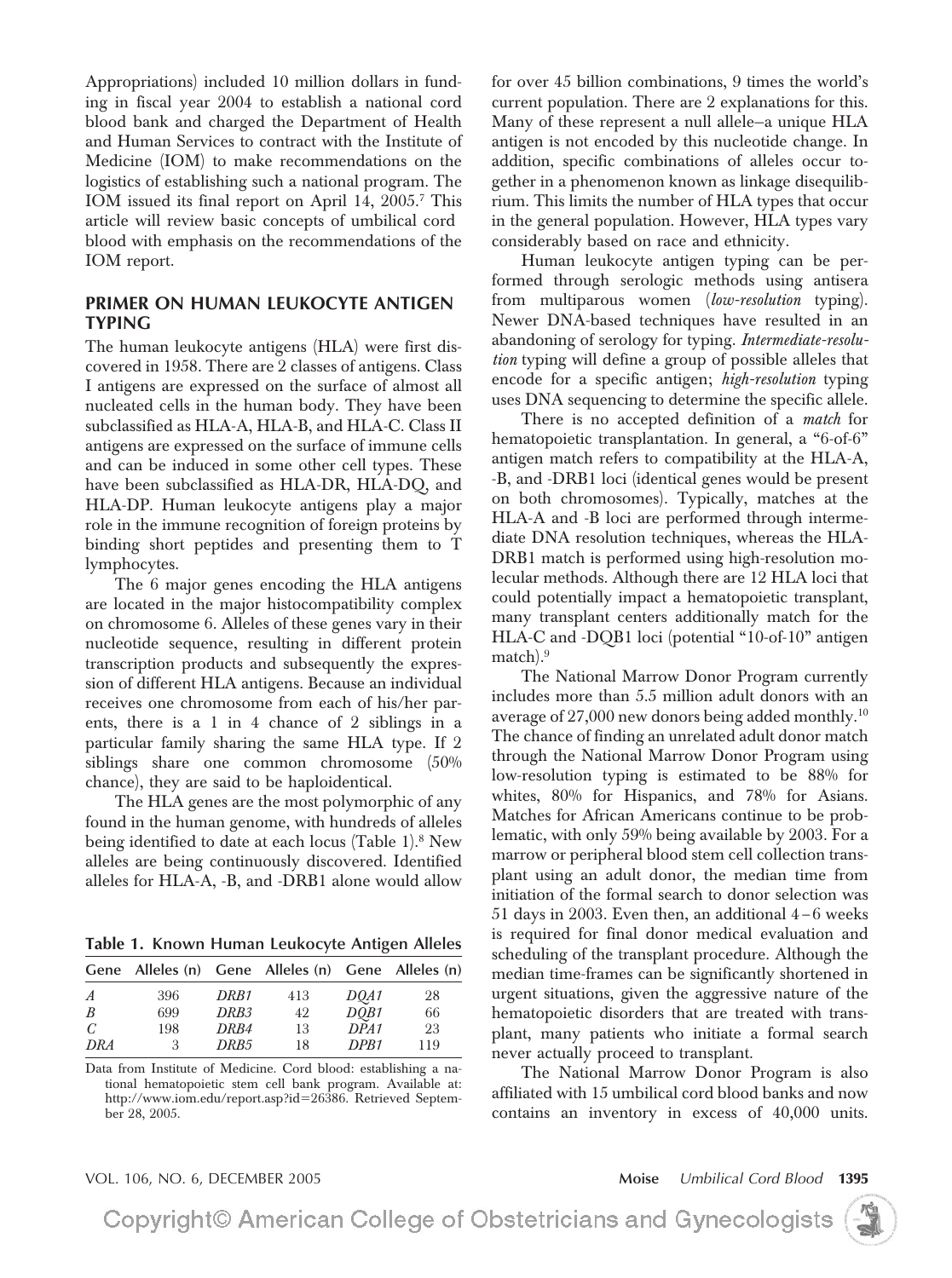Appropriations) included 10 million dollars in funding in fiscal year 2004 to establish a national cord blood bank and charged the Department of Health and Human Services to contract with the Institute of Medicine (IOM) to make recommendations on the logistics of establishing such a national program. The IOM issued its final report on April 14, 2005.[7] This article will review basic concepts of umbilical cord blood with emphasis on the recommendations of the IOM report.

## PRIMER ON HUMAN LEUKOCYTE ANTIGEN TYPING

The human leukocyte antigens (HLA) were first discovered in 1958. There are 2 classes of antigens. Class I antigens are expressed on the surface of almost all nucleated cells in the human body. They have been subclassified as HLA-A, HLA-B, and HLA-C. Class II antigens are expressed on the surface of immune cells and can be induced in some other cell types. These have been subclassified as HLA-DR, HLA-DQ, and HLA-DP. Human leukocyte antigens play a major role in the immune recognition of foreign proteins by binding short peptides and presenting them to T lymphocytes.

The 6 major genes encoding the HLA antigens are located in the major histocompatibility complex on chromosome 6. Alleles of these genes vary in their nucleotide sequence, resulting in different protein transcription products and subsequently the expression of different HLA antigens. Because an individual receives one chromosome from each of his/her parents, there is a 1 in 4 chance of 2 siblings in a particular family sharing the same HLA type. If 2 siblings share one common chromosome (50% chance), they are said to be haploidentical.

The HLA genes are the most polymorphic of any found in the human genome, with hundreds of alleles being identified to date at each locus (Table 1).[8] New alleles are being continuously discovered. Identified alleles for HLA-A, -B, and -DRB1 alone would allow for over 45 billion combinations, 9 times the world's current population. There are 2 explanations for this. Many of these represent a null allele–a unique HLA antigen is not encoded by this nucleotide change. In addition, specific combinations of alleles occur together in a phenomenon known as linkage disequilibrium. This limits the number of HLA types that occur in the general population. However, HLA types vary considerably based on race and ethnicity.

**Table 1. Known Human Leukocyte Antigen Alleles**

| Gene | Alleles (n) | Gene | Alleles (n) | Gene | Alleles (n) |
|---|---|---|---|---|---|
| *A* | 396 | *DRB1* | 413 | *DQA1* | 28 |
| *B* | 699 | *DRB3* | 42 | *DQB1* | 66 |
| *C* | 198 | *DRB4* | 13 | *DPA1* | 23 |
| *DRA* | 3 | *DRB5* | 18 | *DPB1* | 119 |

Data from Institute of Medicine. Cord blood: establishing a national hematopoietic stem cell bank program. Available at: http://www.iom.edu/report.asp?id=26386. Retrieved September 28, 2005.

Human leukocyte antigen typing can be performed through serologic methods using antisera from multiparous women (*low-resolution* typing). Newer DNA-based techniques have resulted in an abandoning of serology for typing. *Intermediate-resolution* typing will define a group of possible alleles that encode for a specific antigen; *high-resolution* typing uses DNA sequencing to determine the specific allele.

There is no accepted definition of a *match* for hematopoietic transplantation. In general, a "6-of-6" antigen match refers to compatibility at the HLA-A, -B, and -DRB1 loci (identical genes would be present on both chromosomes). Typically, matches at the HLA-A and -B loci are performed through intermediate DNA resolution techniques, whereas the HLA-DRB1 match is performed using high-resolution molecular methods. Although there are 12 HLA loci that could potentially impact a hematopoietic transplant, many transplant centers additionally match for the HLA-C and -DQB1 loci (potential "10-of-10" antigen match).[9]

The National Marrow Donor Program currently includes more than 5.5 million adult donors with an average of 27,000 new donors being added monthly.[10] The chance of finding an unrelated adult donor match through the National Marrow Donor Program using low-resolution typing is estimated to be 88% for whites, 80% for Hispanics, and 78% for Asians. Matches for African Americans continue to be problematic, with only 59% being available by 2003. For a marrow or peripheral blood stem cell collection transplant using an adult donor, the median time from initiation of the formal search to donor selection was 51 days in 2003. Even then, an additional 4–6 weeks is required for final donor medical evaluation and scheduling of the transplant procedure. Although the median time-frames can be significantly shortened in urgent situations, given the aggressive nature of the hematopoietic disorders that are treated with transplant, many patients who initiate a formal search never actually proceed to transplant.

The National Marrow Donor Program is also affiliated with 15 umbilical cord blood banks and now contains an inventory in excess of 40,000 units.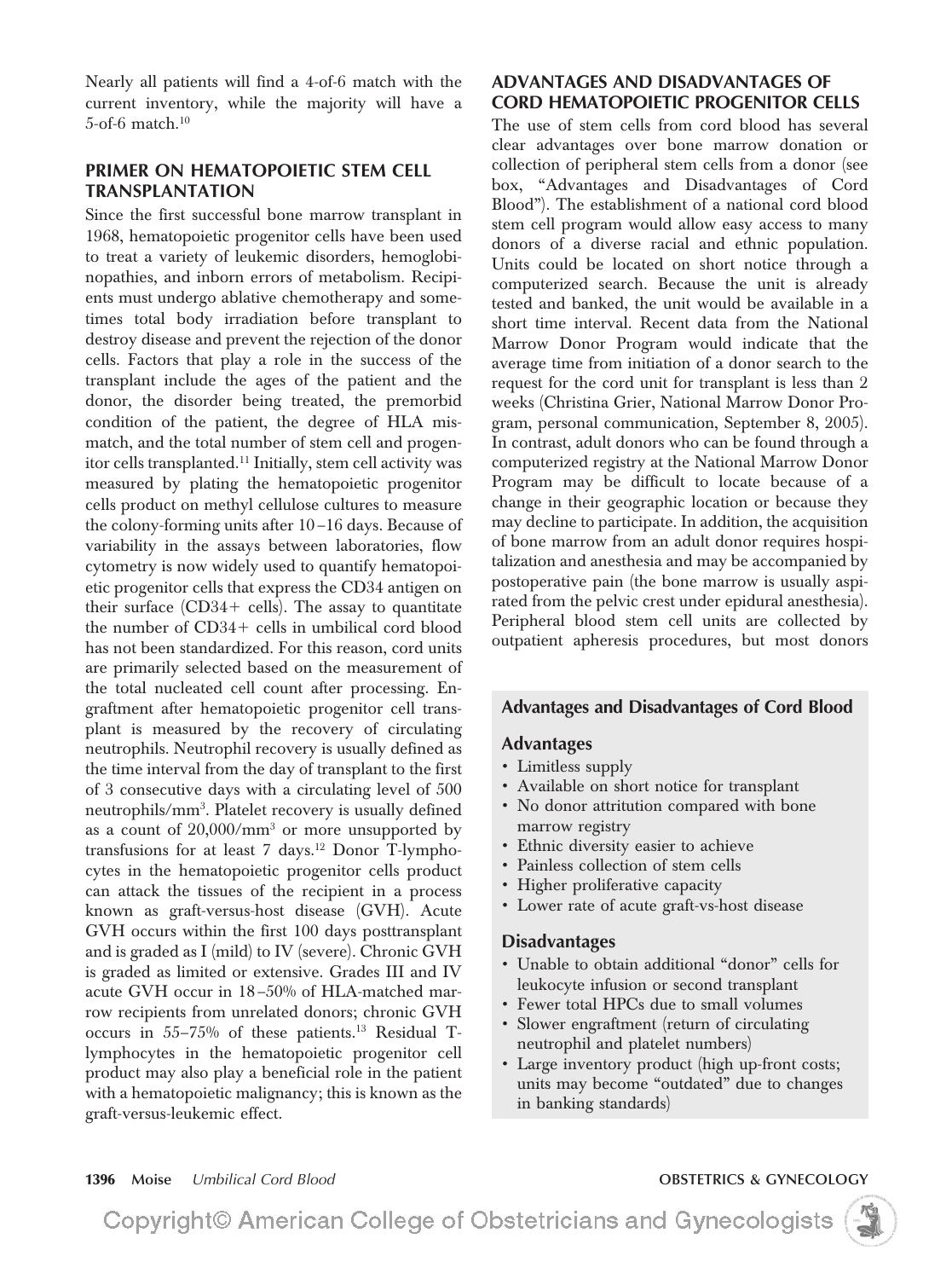Nearly all patients will find a 4-of-6 match with the current inventory, while the majority will have a 5-of-6 match.[10]

## PRIMER ON HEMATOPOIETIC STEM CELL TRANSPLANTATION

Since the first successful bone marrow transplant in 1968, hematopoietic progenitor cells have been used to treat a variety of leukemic disorders, hemoglobinopathies, and inborn errors of metabolism. Recipients must undergo ablative chemotherapy and sometimes total body irradiation before transplant to destroy disease and prevent the rejection of the donor cells. Factors that play a role in the success of the transplant include the ages of the patient and the donor, the disorder being treated, the premorbid condition of the patient, the degree of HLA mismatch, and the total number of stem cell and progenitor cells transplanted.[11] Initially, stem cell activity was measured by plating the hematopoietic progenitor cells product on methyl cellulose cultures to measure the colony-forming units after 10–16 days. Because of variability in the assays between laboratories, flow cytometry is now widely used to quantify hematopoietic progenitor cells that express the CD34 antigen on their surface (CD34+ cells). The assay to quantitate the number of CD34+ cells in umbilical cord blood has not been standardized. For this reason, cord units are primarily selected based on the measurement of the total nucleated cell count after processing. Engraftment after hematopoietic progenitor cell transplant is measured by the recovery of circulating neutrophils. Neutrophil recovery is usually defined as the time interval from the day of transplant to the first of 3 consecutive days with a circulating level of 500 neutrophils/mm$^3$. Platelet recovery is usually defined as a count of 20,000/mm$^3$ or more unsupported by transfusions for at least 7 days.[12] Donor T-lymphocytes in the hematopoietic progenitor cells product can attack the tissues of the recipient in a process known as graft-versus-host disease (GVH). Acute GVH occurs within the first 100 days posttransplant and is graded as I (mild) to IV (severe). Chronic GVH is graded as limited or extensive. Grades III and IV acute GVH occur in 18–50% of HLA-matched marrow recipients from unrelated donors; chronic GVH occurs in 55–75% of these patients.[13] Residual T-lymphocytes in the hematopoietic progenitor cell product may also play a beneficial role in the patient with a hematopoietic malignancy; this is known as the graft-versus-leukemic effect.

## ADVANTAGES AND DISADVANTAGES OF CORD HEMATOPOIETIC PROGENITOR CELLS

The use of stem cells from cord blood has several clear advantages over bone marrow donation or collection of peripheral stem cells from a donor (see box, "Advantages and Disadvantages of Cord Blood"). The establishment of a national cord blood stem cell program would allow easy access to many donors of a diverse racial and ethnic population. Units could be located on short notice through a computerized search. Because the unit is already tested and banked, the unit would be available in a short time interval. Recent data from the National Marrow Donor Program would indicate that the average time from initiation of a donor search to the request for the cord unit for transplant is less than 2 weeks (Christina Grier, National Marrow Donor Program, personal communication, September 8, 2005). In contrast, adult donors who can be found through a computerized registry at the National Marrow Donor Program may be difficult to locate because of a change in their geographic location or because they may decline to participate. In addition, the acquisition of bone marrow from an adult donor requires hospitalization and anesthesia and may be accompanied by postoperative pain (the bone marrow is usually aspirated from the pelvic crest under epidural anesthesia). Peripheral blood stem cell units are collected by outpatient apheresis procedures, but most donors

### Advantages and Disadvantages of Cord Blood

**Advantages**

- Limitless supply
- Available on short notice for transplant
- No donor attritution compared with bone marrow registry
- Ethnic diversity easier to achieve
- Painless collection of stem cells
- Higher proliferative capacity
- Lower rate of acute graft-vs-host disease

**Disadvantages**

- Unable to obtain additional "donor" cells for leukocyte infusion or second transplant
- Fewer total HPCs due to small volumes
- Slower engraftment (return of circulating neutrophil and platelet numbers)
- Large inventory product (high up-front costs; units may become "outdated" due to changes in banking standards)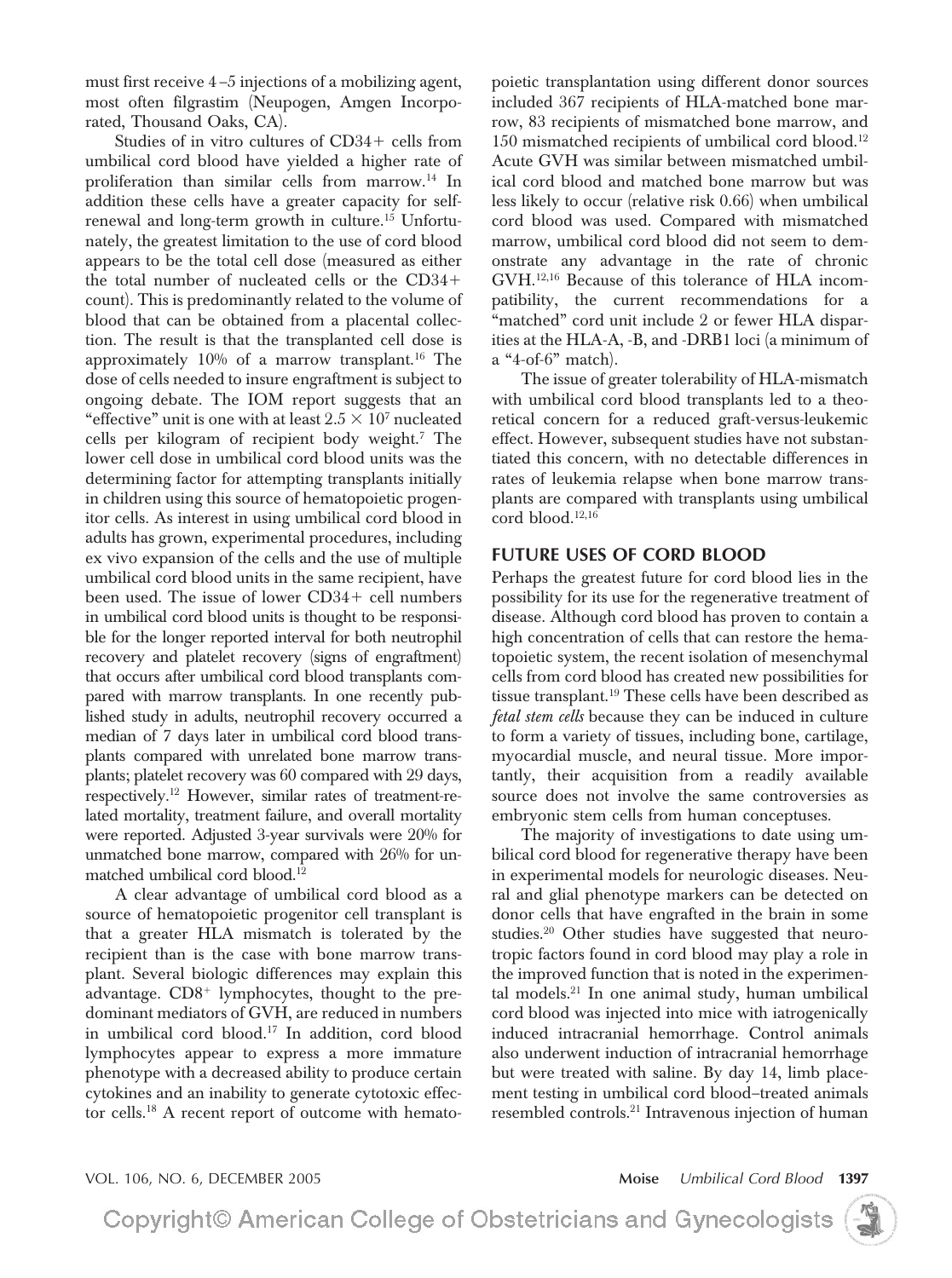must first receive 4–5 injections of a mobilizing agent, most often filgrastim (Neupogen, Amgen Incorporated, Thousand Oaks, CA).

Studies of in vitro cultures of CD34+ cells from umbilical cord blood have yielded a higher rate of proliferation than similar cells from marrow.[14] In addition these cells have a greater capacity for self-renewal and long-term growth in culture.[15] Unfortunately, the greatest limitation to the use of cord blood appears to be the total cell dose (measured as either the total number of nucleated cells or the CD34+ count). This is predominantly related to the volume of blood that can be obtained from a placental collection. The result is that the transplanted cell dose is approximately 10% of a marrow transplant.[16] The dose of cells needed to insure engraftment is subject to ongoing debate. The IOM report suggests that an "effective" unit is one with at least $2.5 \times 10^7$ nucleated cells per kilogram of recipient body weight.[7] The lower cell dose in umbilical cord blood units was the determining factor for attempting transplants initially in children using this source of hematopoietic progenitor cells. As interest in using umbilical cord blood in adults has grown, experimental procedures, including ex vivo expansion of the cells and the use of multiple umbilical cord blood units in the same recipient, have been used. The issue of lower CD34+ cell numbers in umbilical cord blood units is thought to be responsible for the longer reported interval for both neutrophil recovery and platelet recovery (signs of engraftment) that occurs after umbilical cord blood transplants compared with marrow transplants. In one recently published study in adults, neutrophil recovery occurred a median of 7 days later in umbilical cord blood transplants compared with unrelated bone marrow transplants; platelet recovery was 60 compared with 29 days, respectively.[12] However, similar rates of treatment-related mortality, treatment failure, and overall mortality were reported. Adjusted 3-year survivals were 20% for unmatched bone marrow, compared with 26% for unmatched umbilical cord blood.[12]

A clear advantage of umbilical cord blood as a source of hematopoietic progenitor cell transplant is that a greater HLA mismatch is tolerated by the recipient than is the case with bone marrow transplant. Several biologic differences may explain this advantage. $CD8^+$ lymphocytes, thought to the predominant mediators of GVH, are reduced in numbers in umbilical cord blood.[17] In addition, cord blood lymphocytes appear to express a more immature phenotype with a decreased ability to produce certain cytokines and an inability to generate cytotoxic effector cells.[18] A recent report of outcome with hematopoietic transplantation using different donor sources included 367 recipients of HLA-matched bone marrow, 83 recipients of mismatched bone marrow, and 150 mismatched recipients of umbilical cord blood.[12] Acute GVH was similar between mismatched umbilical cord blood and matched bone marrow but was less likely to occur (relative risk 0.66) when umbilical cord blood was used. Compared with mismatched marrow, umbilical cord blood did not seem to demonstrate any advantage in the rate of chronic GVH.[12,16] Because of this tolerance of HLA incompatibility, the current recommendations for a "matched" cord unit include 2 or fewer HLA disparities at the HLA-A, -B, and -DRB1 loci (a minimum of a "4-of-6" match).

The issue of greater tolerability of HLA-mismatch with umbilical cord blood transplants led to a theoretical concern for a reduced graft-versus-leukemic effect. However, subsequent studies have not substantiated this concern, with no detectable differences in rates of leukemia relapse when bone marrow transplants are compared with transplants using umbilical cord blood.[12,16]

## FUTURE USES OF CORD BLOOD

Perhaps the greatest future for cord blood lies in the possibility for its use for the regenerative treatment of disease. Although cord blood has proven to contain a high concentration of cells that can restore the hematopoietic system, the recent isolation of mesenchymal cells from cord blood has created new possibilities for tissue transplant.[19] These cells have been described as *fetal stem cells* because they can be induced in culture to form a variety of tissues, including bone, cartilage, myocardial muscle, and neural tissue. More importantly, their acquisition from a readily available source does not involve the same controversies as embryonic stem cells from human conceptuses.

The majority of investigations to date using umbilical cord blood for regenerative therapy have been in experimental models for neurologic diseases. Neural and glial phenotype markers can be detected on donor cells that have engrafted in the brain in some studies.[20] Other studies have suggested that neurotropic factors found in cord blood may play a role in the improved function that is noted in the experimental models.[21] In one animal study, human umbilical cord blood was injected into mice with iatrogenically induced intracranial hemorrhage. Control animals also underwent induction of intracranial hemorrhage but were treated with saline. By day 14, limb placement testing in umbilical cord blood–treated animals resembled controls.[21] Intravenous injection of human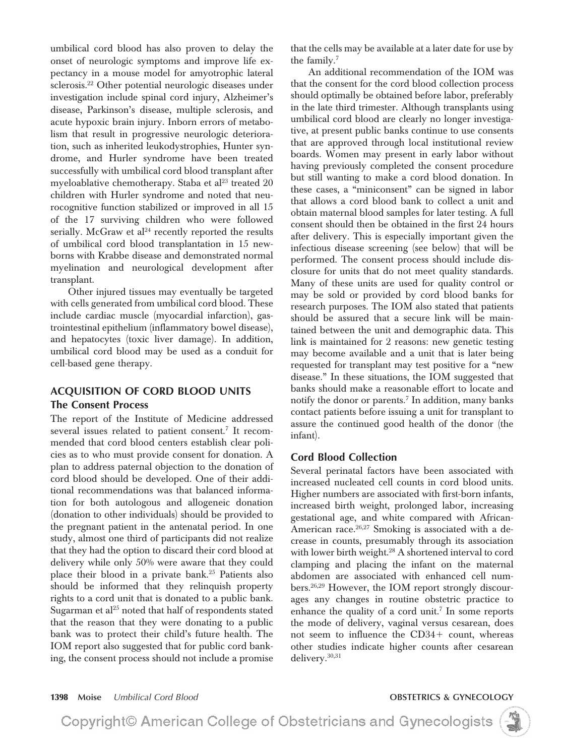umbilical cord blood has also proven to delay the onset of neurologic symptoms and improve life expectancy in a mouse model for amyotrophic lateral sclerosis.[22] Other potential neurologic diseases under investigation include spinal cord injury, Alzheimer's disease, Parkinson's disease, multiple sclerosis, and acute hypoxic brain injury. Inborn errors of metabolism that result in progressive neurologic deterioration, such as inherited leukodystrophies, Hunter syndrome, and Hurler syndrome have been treated successfully with umbilical cord blood transplant after myeloablative chemotherapy. Staba et al[23] treated 20 children with Hurler syndrome and noted that neurocognitive function stabilized or improved in all 15 of the 17 surviving children who were followed serially. McGraw et al[24] recently reported the results of umbilical cord blood transplantation in 15 newborns with Krabbe disease and demonstrated normal myelination and neurological development after transplant.

Other injured tissues may eventually be targeted with cells generated from umbilical cord blood. These include cardiac muscle (myocardial infarction), gastrointestinal epithelium (inflammatory bowel disease), and hepatocytes (toxic liver damage). In addition, umbilical cord blood may be used as a conduit for cell-based gene therapy.

## ACQUISITION OF CORD BLOOD UNITS

### The Consent Process

The report of the Institute of Medicine addressed several issues related to patient consent.[7] It recommended that cord blood centers establish clear policies as to who must provide consent for donation. A plan to address paternal objection to the donation of cord blood should be developed. One of their additional recommendations was that balanced information for both autologous and allogeneic donation (donation to other individuals) should be provided to the pregnant patient in the antenatal period. In one study, almost one third of participants did not realize that they had the option to discard their cord blood at delivery while only 50% were aware that they could place their blood in a private bank.[25] Patients also should be informed that they relinquish property rights to a cord unit that is donated to a public bank. Sugarman et al[25] noted that half of respondents stated that the reason that they were donating to a public bank was to protect their child's future health. The IOM report also suggested that for public cord banking, the consent process should not include a promise that the cells may be available at a later date for use by the family.[7]

An additional recommendation of the IOM was that the consent for the cord blood collection process should optimally be obtained before labor, preferably in the late third trimester. Although transplants using umbilical cord blood are clearly no longer investigative, at present public banks continue to use consents that are approved through local institutional review boards. Women may present in early labor without having previously completed the consent procedure but still wanting to make a cord blood donation. In these cases, a "miniconsent" can be signed in labor that allows a cord blood bank to collect a unit and obtain maternal blood samples for later testing. A full consent should then be obtained in the first 24 hours after delivery. This is especially important given the infectious disease screening (see below) that will be performed. The consent process should include disclosure for units that do not meet quality standards. Many of these units are used for quality control or may be sold or provided by cord blood banks for research purposes. The IOM also stated that patients should be assured that a secure link will be maintained between the unit and demographic data. This link is maintained for 2 reasons: new genetic testing may become available and a unit that is later being requested for transplant may test positive for a "new disease." In these situations, the IOM suggested that banks should make a reasonable effort to locate and notify the donor or parents.[7] In addition, many banks contact patients before issuing a unit for transplant to assure the continued good health of the donor (the infant).

### Cord Blood Collection

Several perinatal factors have been associated with increased nucleated cell counts in cord blood units. Higher numbers are associated with first-born infants, increased birth weight, prolonged labor, increasing gestational age, and white compared with African-American race.[26,27] Smoking is associated with a decrease in counts, presumably through its association with lower birth weight.[28] A shortened interval to cord clamping and placing the infant on the maternal abdomen are associated with enhanced cell numbers.[26,29] However, the IOM report strongly discourages any changes in routine obstetric practice to enhance the quality of a cord unit.[7] In some reports the mode of delivery, vaginal versus cesarean, does not seem to influence the CD34+ count, whereas other studies indicate higher counts after cesarean delivery.[30,31]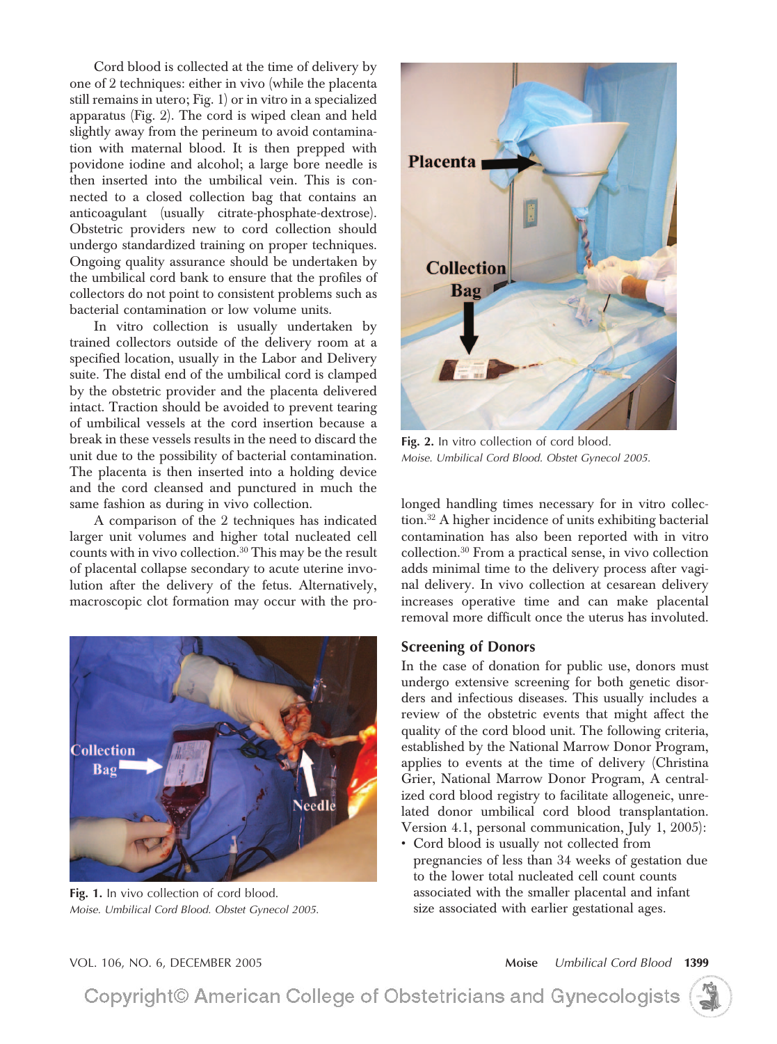Cord blood is collected at the time of delivery by one of 2 techniques: either in vivo (while the placenta still remains in utero; Fig. 1) or in vitro in a specialized apparatus (Fig. 2). The cord is wiped clean and held slightly away from the perineum to avoid contamination with maternal blood. It is then prepped with povidone iodine and alcohol; a large bore needle is then inserted into the umbilical vein. This is connected to a closed collection bag that contains an anticoagulant (usually citrate-phosphate-dextrose). Obstetric providers new to cord collection should undergo standardized training on proper techniques. Ongoing quality assurance should be undertaken by the umbilical cord bank to ensure that the profiles of collectors do not point to consistent problems such as bacterial contamination or low volume units.

In vitro collection is usually undertaken by trained collectors outside of the delivery room at a specified location, usually in the Labor and Delivery suite. The distal end of the umbilical cord is clamped by the obstetric provider and the placenta delivered intact. Traction should be avoided to prevent tearing of umbilical vessels at the cord insertion because a break in these vessels results in the need to discard the unit due to the possibility of bacterial contamination. The placenta is then inserted into a holding device and the cord cleansed and punctured in much the same fashion as during in vivo collection.

A comparison of the 2 techniques has indicated larger unit volumes and higher total nucleated cell counts with in vivo collection.[30] This may be the result of placental collapse secondary to acute uterine involution after the delivery of the fetus. Alternatively, macroscopic clot formation may occur with the prolonged handling times necessary for in vitro collection.[32] A higher incidence of units exhibiting bacterial contamination has also been reported with in vitro collection.[30] From a practical sense, in vivo collection adds minimal time to the delivery process after vaginal delivery. In vivo collection at cesarean delivery increases operative time and can make placental removal more difficult once the uterus has involuted.

**Fig. 1.** In vivo collection of cord blood.
*Moise. Umbilical Cord Blood. Obstet Gynecol 2005.*

**Fig. 2.** In vitro collection of cord blood.
*Moise. Umbilical Cord Blood. Obstet Gynecol 2005.*

## Screening of Donors

In the case of donation for public use, donors must undergo extensive screening for both genetic disorders and infectious diseases. This usually includes a review of the obstetric events that might affect the quality of the cord blood unit. The following criteria, established by the National Marrow Donor Program, applies to events at the time of delivery (Christina Grier, National Marrow Donor Program, A centralized cord blood registry to facilitate allogeneic, unrelated donor umbilical cord blood transplantation. Version 4.1, personal communication, July 1, 2005):

- Cord blood is usually not collected from pregnancies of less than 34 weeks of gestation due to the lower total nucleated cell count counts associated with the smaller placental and infant size associated with earlier gestational ages.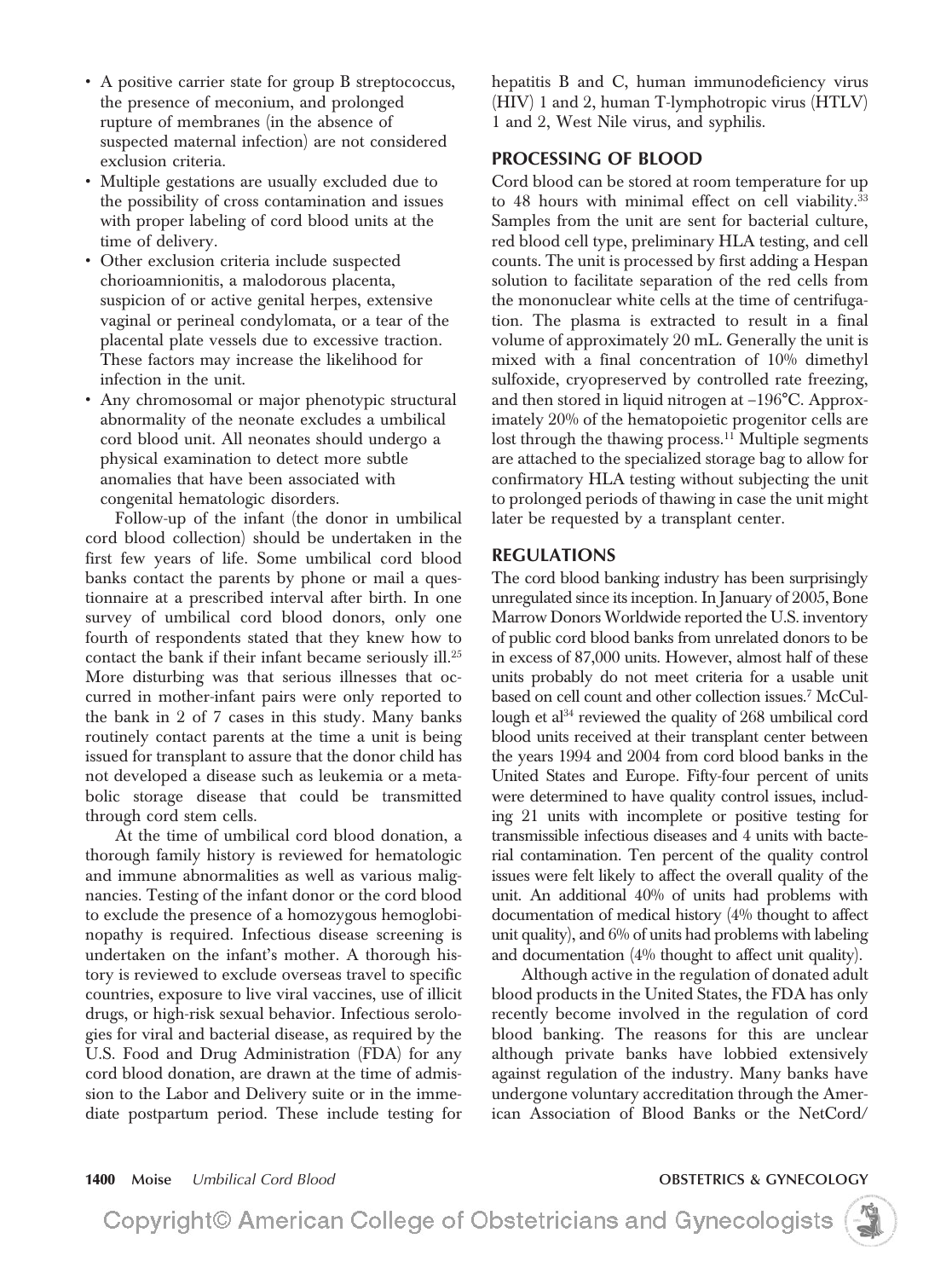- A positive carrier state for group B streptococcus, the presence of meconium, and prolonged rupture of membranes (in the absence of suspected maternal infection) are not considered exclusion criteria.
- Multiple gestations are usually excluded due to the possibility of cross contamination and issues with proper labeling of cord blood units at the time of delivery.
- Other exclusion criteria include suspected chorioamnionitis, a malodorous placenta, suspicion of or active genital herpes, extensive vaginal or perineal condylomata, or a tear of the placental plate vessels due to excessive traction. These factors may increase the likelihood for infection in the unit.
- Any chromosomal or major phenotypic structural abnormality of the neonate excludes a umbilical cord blood unit. All neonates should undergo a physical examination to detect more subtle anomalies that have been associated with congenital hematologic disorders.

Follow-up of the infant (the donor in umbilical cord blood collection) should be undertaken in the first few years of life. Some umbilical cord blood banks contact the parents by phone or mail a questionnaire at a prescribed interval after birth. In one survey of umbilical cord blood donors, only one fourth of respondents stated that they knew how to contact the bank if their infant became seriously ill.[25] More disturbing was that serious illnesses that occurred in mother-infant pairs were only reported to the bank in 2 of 7 cases in this study. Many banks routinely contact parents at the time a unit is being issued for transplant to assure that the donor child has not developed a disease such as leukemia or a metabolic storage disease that could be transmitted through cord stem cells.

At the time of umbilical cord blood donation, a thorough family history is reviewed for hematologic and immune abnormalities as well as various malignancies. Testing of the infant donor or the cord blood to exclude the presence of a homozygous hemoglobinopathy is required. Infectious disease screening is undertaken on the infant's mother. A thorough history is reviewed to exclude overseas travel to specific countries, exposure to live viral vaccines, use of illicit drugs, or high-risk sexual behavior. Infectious serologies for viral and bacterial disease, as required by the U.S. Food and Drug Administration (FDA) for any cord blood donation, are drawn at the time of admission to the Labor and Delivery suite or in the immediate postpartum period. These include testing for hepatitis B and C, human immunodeficiency virus (HIV) 1 and 2, human T-lymphotropic virus (HTLV) 1 and 2, West Nile virus, and syphilis.

## PROCESSING OF BLOOD

Cord blood can be stored at room temperature for up to 48 hours with minimal effect on cell viability.[33] Samples from the unit are sent for bacterial culture, red blood cell type, preliminary HLA testing, and cell counts. The unit is processed by first adding a Hespan solution to facilitate separation of the red cells from the mononuclear white cells at the time of centrifugation. The plasma is extracted to result in a final volume of approximately 20 mL. Generally the unit is mixed with a final concentration of 10% dimethyl sulfoxide, cryopreserved by controlled rate freezing, and then stored in liquid nitrogen at –196°C. Approximately 20% of the hematopoietic progenitor cells are lost through the thawing process.[11] Multiple segments are attached to the specialized storage bag to allow for confirmatory HLA testing without subjecting the unit to prolonged periods of thawing in case the unit might later be requested by a transplant center.

## REGULATIONS

The cord blood banking industry has been surprisingly unregulated since its inception. In January of 2005, Bone Marrow Donors Worldwide reported the U.S. inventory of public cord blood banks from unrelated donors to be in excess of 87,000 units. However, almost half of these units probably do not meet criteria for a usable unit based on cell count and other collection issues.[7] McCullough et al[34] reviewed the quality of 268 umbilical cord blood units received at their transplant center between the years 1994 and 2004 from cord blood banks in the United States and Europe. Fifty-four percent of units were determined to have quality control issues, including 21 units with incomplete or positive testing for transmissible infectious diseases and 4 units with bacterial contamination. Ten percent of the quality control issues were felt likely to affect the overall quality of the unit. An additional 40% of units had problems with documentation of medical history (4% thought to affect unit quality), and 6% of units had problems with labeling and documentation (4% thought to affect unit quality).

Although active in the regulation of donated adult blood products in the United States, the FDA has only recently become involved in the regulation of cord blood banking. The reasons for this are unclear although private banks have lobbied extensively against regulation of the industry. Many banks have undergone voluntary accreditation through the American Association of Blood Banks or the NetCord/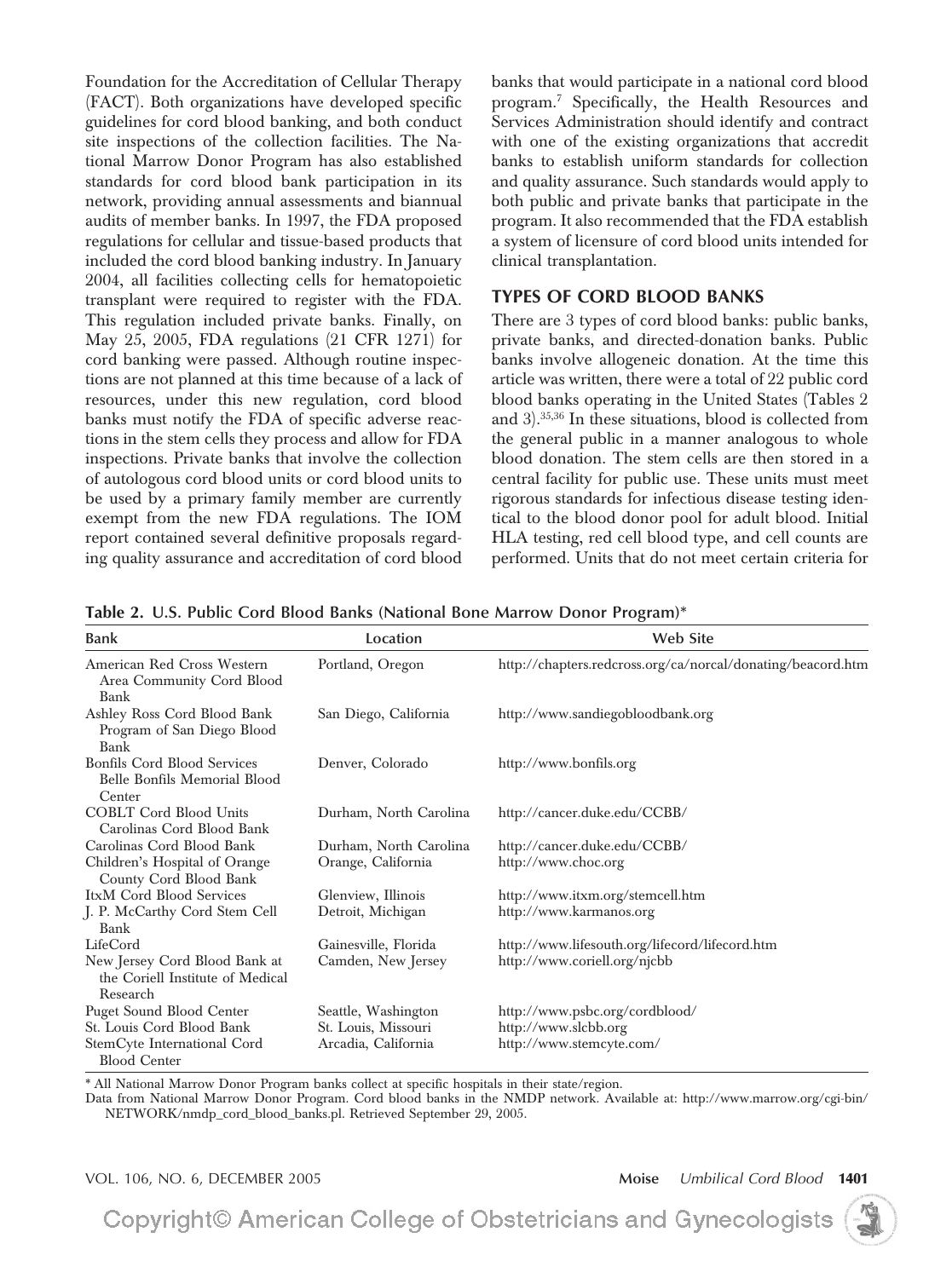Foundation for the Accreditation of Cellular Therapy (FACT). Both organizations have developed specific guidelines for cord blood banking, and both conduct site inspections of the collection facilities. The National Marrow Donor Program has also established standards for cord blood bank participation in its network, providing annual assessments and biannual audits of member banks. In 1997, the FDA proposed regulations for cellular and tissue-based products that included the cord blood banking industry. In January 2004, all facilities collecting cells for hematopoietic transplant were required to register with the FDA. This regulation included private banks. Finally, on May 25, 2005, FDA regulations (21 CFR 1271) for cord banking were passed. Although routine inspections are not planned at this time because of a lack of resources, under this new regulation, cord blood banks must notify the FDA of specific adverse reactions in the stem cells they process and allow for FDA inspections. Private banks that involve the collection of autologous cord blood units or cord blood units to be used by a primary family member are currently exempt from the new FDA regulations. The IOM report contained several definitive proposals regarding quality assurance and accreditation of cord blood banks that would participate in a national cord blood program.[7] Specifically, the Health Resources and Services Administration should identify and contract with one of the existing organizations that accredit banks to establish uniform standards for collection and quality assurance. Such standards would apply to both public and private banks that participate in the program. It also recommended that the FDA establish a system of licensure of cord blood units intended for clinical transplantation.

## TYPES OF CORD BLOOD BANKS

There are 3 types of cord blood banks: public banks, private banks, and directed-donation banks. Public banks involve allogeneic donation. At the time this article was written, there were a total of 22 public cord blood banks operating in the United States (Tables 2 and 3).[35,36] In these situations, blood is collected from the general public in a manner analogous to whole blood donation. The stem cells are then stored in a central facility for public use. These units must meet rigorous standards for infectious disease testing identical to the blood donor pool for adult blood. Initial HLA testing, red cell blood type, and cell counts are performed. Units that do not meet certain criteria for

**Table 2. U.S. Public Cord Blood Banks (National Bone Marrow Donor Program)***

| Bank | Location | Web Site |
|---|---|---|
| American Red Cross Western Area Community Cord Blood Bank | Portland, Oregon | http://chapters.redcross.org/ca/norcal/donating/beacord.htm |
| Ashley Ross Cord Blood Bank Program of San Diego Blood Bank | San Diego, California | http://www.sandiegobloodbank.org |
| Bonfils Cord Blood Services Belle Bonfils Memorial Blood Center | Denver, Colorado | http://www.bonfils.org |
| COBLT Cord Blood Units Carolinas Cord Blood Bank | Durham, North Carolina | http://cancer.duke.edu/CCBB/ |
| Carolinas Cord Blood Bank | Durham, North Carolina | http://cancer.duke.edu/CCBB/ |
| Children's Hospital of Orange County Cord Blood Bank | Orange, California | http://www.choc.org |
| ItxM Cord Blood Services | Glenview, Illinois | http://www.itxm.org/stemcell.htm |
| J. P. McCarthy Cord Stem Cell Bank | Detroit, Michigan | http://www.karmanos.org |
| LifeCord | Gainesville, Florida | http://www.lifesouth.org/lifecord/lifecord.htm |
| New Jersey Cord Blood Bank at the Coriell Institute of Medical Research | Camden, New Jersey | http://www.coriell.org/njcbb |
| Puget Sound Blood Center | Seattle, Washington | http://www.psbc.org/cordblood/ |
| St. Louis Cord Blood Bank | St. Louis, Missouri | http://www.slcbb.org |
| StemCyte International Cord Blood Center | Arcadia, California | http://www.stemcyte.com/ |

* All National Marrow Donor Program banks collect at specific hospitals in their state/region.
Data from National Marrow Donor Program. Cord blood banks in the NMDP network. Available at: http://www.marrow.org/cgi-bin/NETWORK/nmdp_cord_blood_banks.pl. Retrieved September 29, 2005.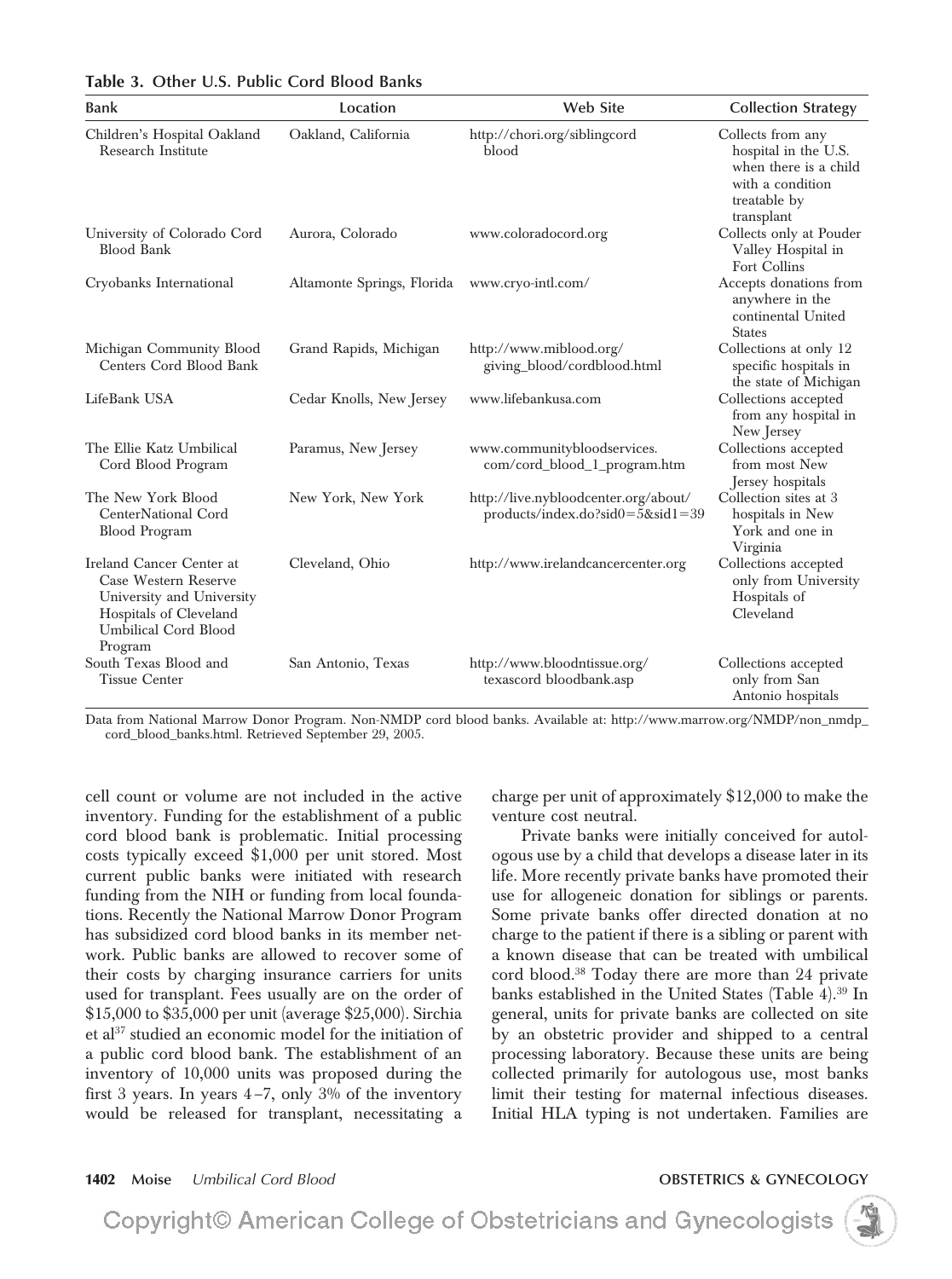**Table 3. Other U.S. Public Cord Blood Banks**

| Bank | Location | Web Site | Collection Strategy |
|---|---|---|---|
| Children's Hospital Oakland Research Institute | Oakland, California | http://chori.org/siblingcord blood | Collects from any hospital in the U.S. when there is a child with a condition treatable by transplant |
| University of Colorado Cord Blood Bank | Aurora, Colorado | www.coloradocord.org | Collects only at Pouder Valley Hospital in Fort Collins |
| Cryobanks International | Altamonte Springs, Florida | www.cryo-intl.com/ | Accepts donations from anywhere in the continental United States |
| Michigan Community Blood Centers Cord Blood Bank | Grand Rapids, Michigan | http://www.miblood.org/giving_blood/cordblood.html | Collections at only 12 specific hospitals in the state of Michigan |
| LifeBank USA | Cedar Knolls, New Jersey | www.lifebankusa.com | Collections accepted from any hospital in New Jersey |
| The Ellie Katz Umbilical Cord Blood Program | Paramus, New Jersey | www.communitybloodservices.com/cord_blood_1_program.htm | Collections accepted from most New Jersey hospitals |
| The New York Blood CenterNational Cord Blood Program | New York, New York | http://live.nybloodcenter.org/about/products/index.do?sid0=5&sid1=39 | Collection sites at 3 hospitals in New York and one in Virginia |
| Ireland Cancer Center at Case Western Reserve University and University Hospitals of Cleveland Umbilical Cord Blood Program | Cleveland, Ohio | http://www.irelandcancercenter.org | Collections accepted only from University Hospitals of Cleveland |
| South Texas Blood and Tissue Center | San Antonio, Texas | http://www.bloodntissue.org/texascord bloodbank.asp | Collections accepted only from San Antonio hospitals |

Data from National Marrow Donor Program. Non-NMDP cord blood banks. Available at: http://www.marrow.org/NMDP/non_nmdp_cord_blood_banks.html. Retrieved September 29, 2005.

cell count or volume are not included in the active inventory. Funding for the establishment of a public cord blood bank is problematic. Initial processing costs typically exceed $1,000 per unit stored. Most current public banks were initiated with research funding from the NIH or funding from local foundations. Recently the National Marrow Donor Program has subsidized cord blood banks in its member network. Public banks are allowed to recover some of their costs by charging insurance carriers for units used for transplant. Fees usually are on the order of $15,000 to $35,000 per unit (average $25,000). Sirchia et al[37] studied an economic model for the initiation of a public cord blood bank. The establishment of an inventory of 10,000 units was proposed during the first 3 years. In years 4–7, only 3% of the inventory would be released for transplant, necessitating a charge per unit of approximately $12,000 to make the venture cost neutral.

Private banks were initially conceived for autologous use by a child that develops a disease later in its life. More recently private banks have promoted their use for allogeneic donation for siblings or parents. Some private banks offer directed donation at no charge to the patient if there is a sibling or parent with a known disease that can be treated with umbilical cord blood.[38] Today there are more than 24 private banks established in the United States (Table 4).[39] In general, units for private banks are collected on site by an obstetric provider and shipped to a central processing laboratory. Because these units are being collected primarily for autologous use, most banks limit their testing for maternal infectious diseases. Initial HLA typing is not undertaken. Families are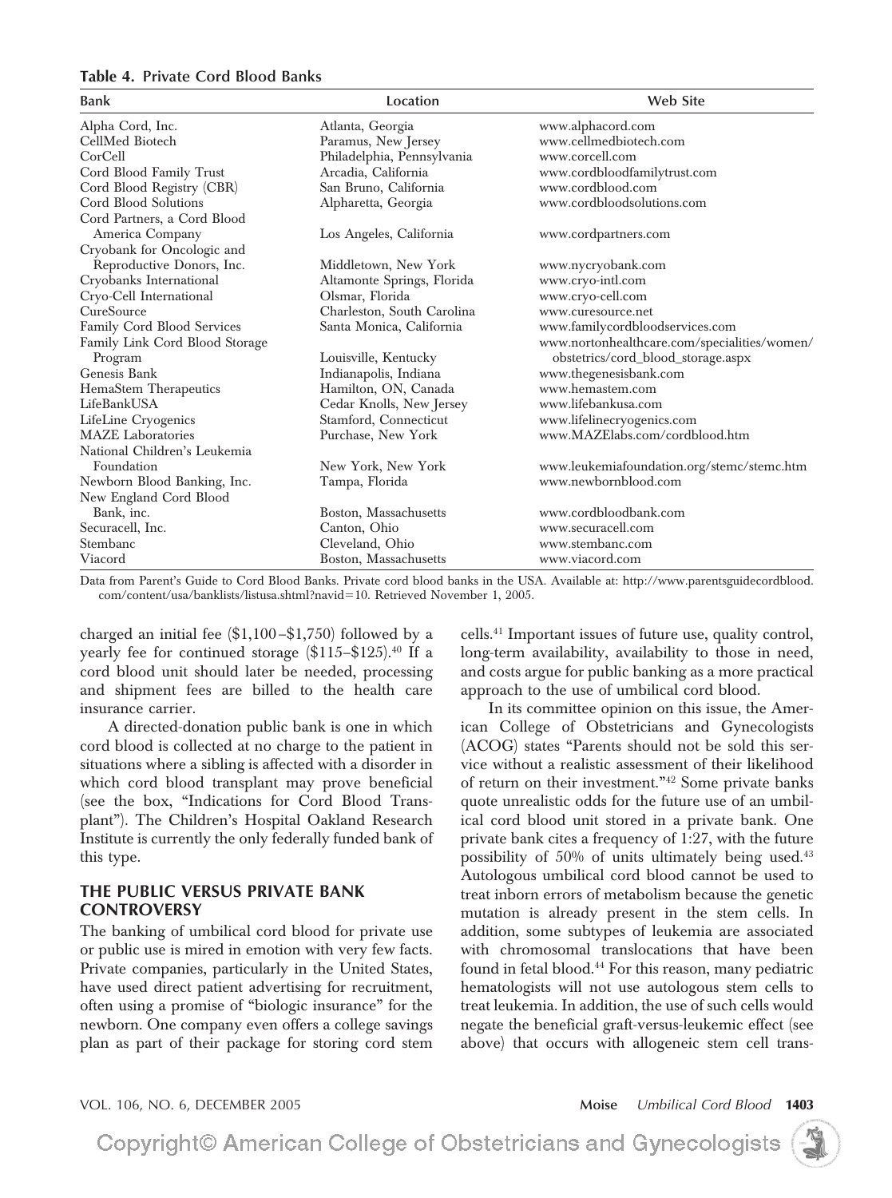**Table 4. Private Cord Blood Banks**

| Bank | Location | Web Site |
|---|---|---|
| Alpha Cord, Inc. | Atlanta, Georgia | www.alphacord.com |
| CellMed Biotech | Paramus, New Jersey | www.cellmedbiotech.com |
| CorCell | Philadelphia, Pennsylvania | www.corcell.com |
| Cord Blood Family Trust | Arcadia, California | www.cordbloodfamilytrust.com |
| Cord Blood Registry (CBR) | San Bruno, California | www.cordblood.com |
| Cord Blood Solutions | Alpharetta, Georgia | www.cordbloodsolutions.com |
| Cord Partners, a Cord Blood America Company | Los Angeles, California | www.cordpartners.com |
| Cryobank for Oncologic and Reproductive Donors, Inc. | Middletown, New York | www.nycryobank.com |
| Cryobanks International | Altamonte Springs, Florida | www.cryo-intl.com |
| Cryo-Cell International | Olsmar, Florida | www.cryo-cell.com |
| CureSource | Charleston, South Carolina | www.curesource.net |
| Family Cord Blood Services | Santa Monica, California | www.familycordbloodservices.com |
| Family Link Cord Blood Storage Program | Louisville, Kentucky | www.nortonhealthcare.com/specialities/women/obstetrics/cord_blood_storage.aspx |
| Genesis Bank | Indianapolis, Indiana | www.thegenesisbank.com |
| HemaStem Therapeutics | Hamilton, ON, Canada | www.hemastem.com |
| LifeBankUSA | Cedar Knolls, New Jersey | www.lifebankusa.com |
| LifeLine Cryogenics | Stamford, Connecticut | www.lifelinecryogenics.com |
| MAZE Laboratories | Purchase, New York | www.MAZElabs.com/cordblood.htm |
| National Children's Leukemia Foundation | New York, New York | www.leukemiafoundation.org/stemc/stemc.htm |
| Newborn Blood Banking, Inc. | Tampa, Florida | www.newbornblood.com |
| New England Cord Blood Bank, inc. | Boston, Massachusetts | www.cordbloodbank.com |
| Securacell, Inc. | Canton, Ohio | www.securacell.com |
| Stembanc | Cleveland, Ohio | www.stembanc.com |
| Viacord | Boston, Massachusetts | www.viacord.com |

Data from Parent's Guide to Cord Blood Banks. Private cord blood banks in the USA. Available at: http://www.parentsguidecordblood.com/content/usa/banklists/listusa.shtml?navid=10. Retrieved November 1, 2005.

charged an initial fee ($1,100–$1,750) followed by a yearly fee for continued storage ($115–$125).[40] If a cord blood unit should later be needed, processing and shipment fees are billed to the health care insurance carrier.

A directed-donation public bank is one in which cord blood is collected at no charge to the patient in situations where a sibling is affected with a disorder in which cord blood transplant may prove beneficial (see the box, "Indications for Cord Blood Transplant"). The Children's Hospital Oakland Research Institute is currently the only federally funded bank of this type.

## THE PUBLIC VERSUS PRIVATE BANK CONTROVERSY

The banking of umbilical cord blood for private use or public use is mired in emotion with very few facts. Private companies, particularly in the United States, have used direct patient advertising for recruitment, often using a promise of "biologic insurance" for the newborn. One company even offers a college savings plan as part of their package for storing cord stem cells.[41] Important issues of future use, quality control, long-term availability, availability to those in need, and costs argue for public banking as a more practical approach to the use of umbilical cord blood.

In its committee opinion on this issue, the American College of Obstetricians and Gynecologists (ACOG) states "Parents should not be sold this service without a realistic assessment of their likelihood of return on their investment."[42] Some private banks quote unrealistic odds for the future use of an umbilical cord blood unit stored in a private bank. One private bank cites a frequency of 1:27, with the future possibility of 50% of units ultimately being used.[43] Autologous umbilical cord blood cannot be used to treat inborn errors of metabolism because the genetic mutation is already present in the stem cells. In addition, some subtypes of leukemia are associated with chromosomal translocations that have been found in fetal blood.[44] For this reason, many pediatric hematologists will not use autologous stem cells to treat leukemia. In addition, the use of such cells would negate the beneficial graft-versus-leukemic effect (see above) that occurs with allogeneic stem cell trans-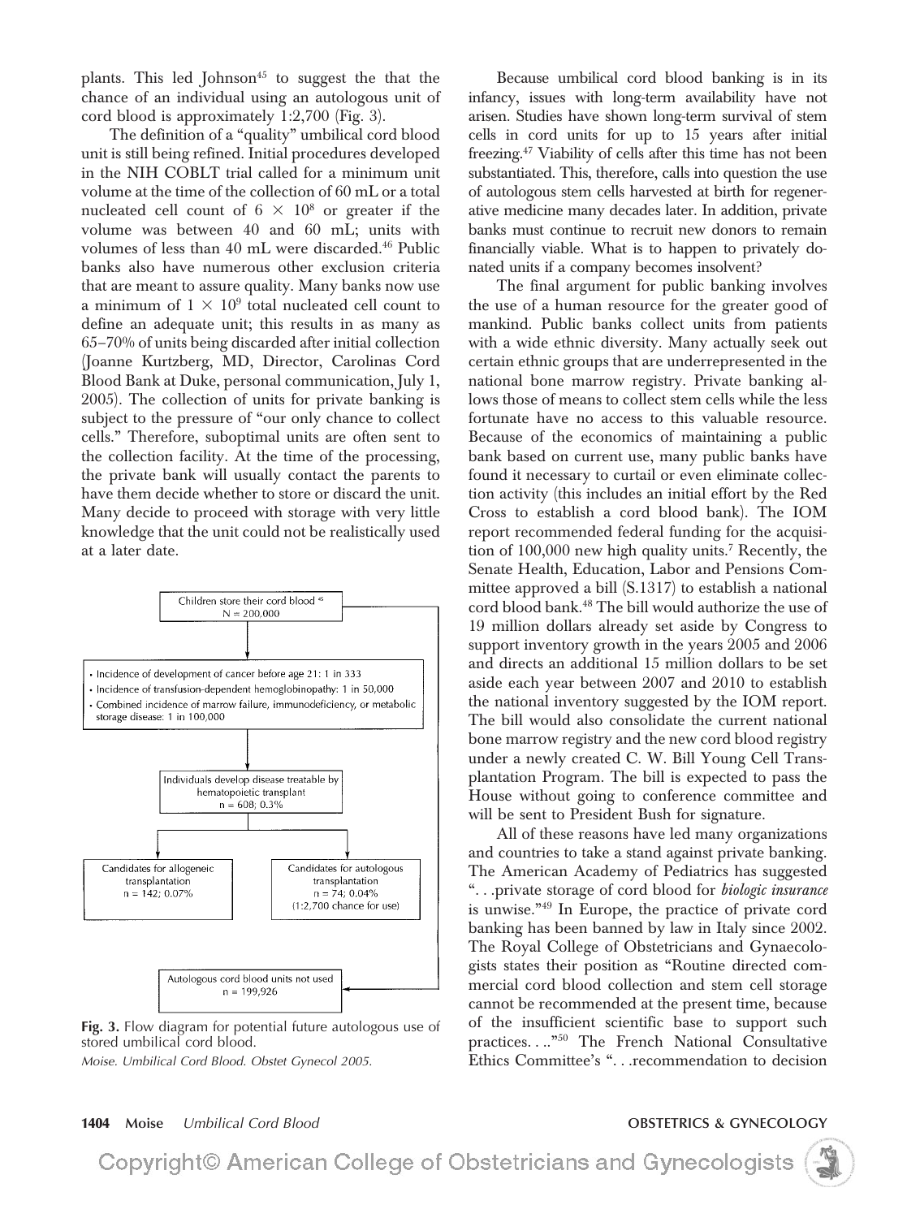plants. This led Johnson[45] to suggest the that the chance of an individual using an autologous unit of cord blood is approximately 1:2,700 (Fig. 3).

The definition of a "quality" umbilical cord blood unit is still being refined. Initial procedures developed in the NIH COBLT trial called for a minimum unit volume at the time of the collection of 60 mL or a total nucleated cell count of $6 \times 10^8$ or greater if the volume was between 40 and 60 mL; units with volumes of less than 40 mL were discarded.[46] Public banks also have numerous other exclusion criteria that are meant to assure quality. Many banks now use a minimum of $1 \times 10^9$ total nucleated cell count to define an adequate unit; this results in as many as 65–70% of units being discarded after initial collection (Joanne Kurtzberg, MD, Director, Carolinas Cord Blood Bank at Duke, personal communication, July 1, 2005). The collection of units for private banking is subject to the pressure of "our only chance to collect cells." Therefore, suboptimal units are often sent to the collection facility. At the time of the processing, the private bank will usually contact the parents to have them decide whether to store or discard the unit. Many decide to proceed with storage with very little knowledge that the unit could not be realistically used at a later date.

Children store their cord blood[45]
N = 200,000

- Incidence of development of cancer before age 21: 1 in 333
- Incidence of transfusion-dependent hemoglobinopathy: 1 in 50,000
- Combined incidence of marrow failure, immunodeficiency, or metabolic storage disease: 1 in 100,000

Individuals develop disease treatable by hematopoietic transplant
n = 608; 0.3%

Candidates for allogeneic transplantation
n = 142; 0.07%

Candidates for autologous transplantation
n = 74; 0.04%
(1:2,700 chance for use)

Autologous cord blood units not used
n = 199,926

**Fig. 3.** Flow diagram for potential future autologous use of stored umbilical cord blood.
*Moise. Umbilical Cord Blood. Obstet Gynecol 2005.*

Because umbilical cord blood banking is in its infancy, issues with long-term availability have not arisen. Studies have shown long-term survival of stem cells in cord units for up to 15 years after initial freezing.[47] Viability of cells after this time has not been substantiated. This, therefore, calls into question the use of autologous stem cells harvested at birth for regenerative medicine many decades later. In addition, private banks must continue to recruit new donors to remain financially viable. What is to happen to privately donated units if a company becomes insolvent?

The final argument for public banking involves the use of a human resource for the greater good of mankind. Public banks collect units from patients with a wide ethnic diversity. Many actually seek out certain ethnic groups that are underrepresented in the national bone marrow registry. Private banking allows those of means to collect stem cells while the less fortunate have no access to this valuable resource. Because of the economics of maintaining a public bank based on current use, many public banks have found it necessary to curtail or even eliminate collection activity (this includes an initial effort by the Red Cross to establish a cord blood bank). The IOM report recommended federal funding for the acquisition of 100,000 new high quality units.[7] Recently, the Senate Health, Education, Labor and Pensions Committee approved a bill (S.1317) to establish a national cord blood bank.[48] The bill would authorize the use of 19 million dollars already set aside by Congress to support inventory growth in the years 2005 and 2006 and directs an additional 15 million dollars to be set aside each year between 2007 and 2010 to establish the national inventory suggested by the IOM report. The bill would also consolidate the current national bone marrow registry and the new cord blood registry under a newly created C. W. Bill Young Cell Transplantation Program. The bill is expected to pass the House without going to conference committee and will be sent to President Bush for signature.

All of these reasons have led many organizations and countries to take a stand against private banking. The American Academy of Pediatrics has suggested "...private storage of cord blood for *biologic insurance* is unwise."[49] In Europe, the practice of private cord banking has been banned by law in Italy since 2002. The Royal College of Obstetricians and Gynaecologists states their position as "Routine directed commercial cord blood collection and stem cell storage cannot be recommended at the present time, because of the insufficient scientific base to support such practices...."[50] The French National Consultative Ethics Committee's "...recommendation to decision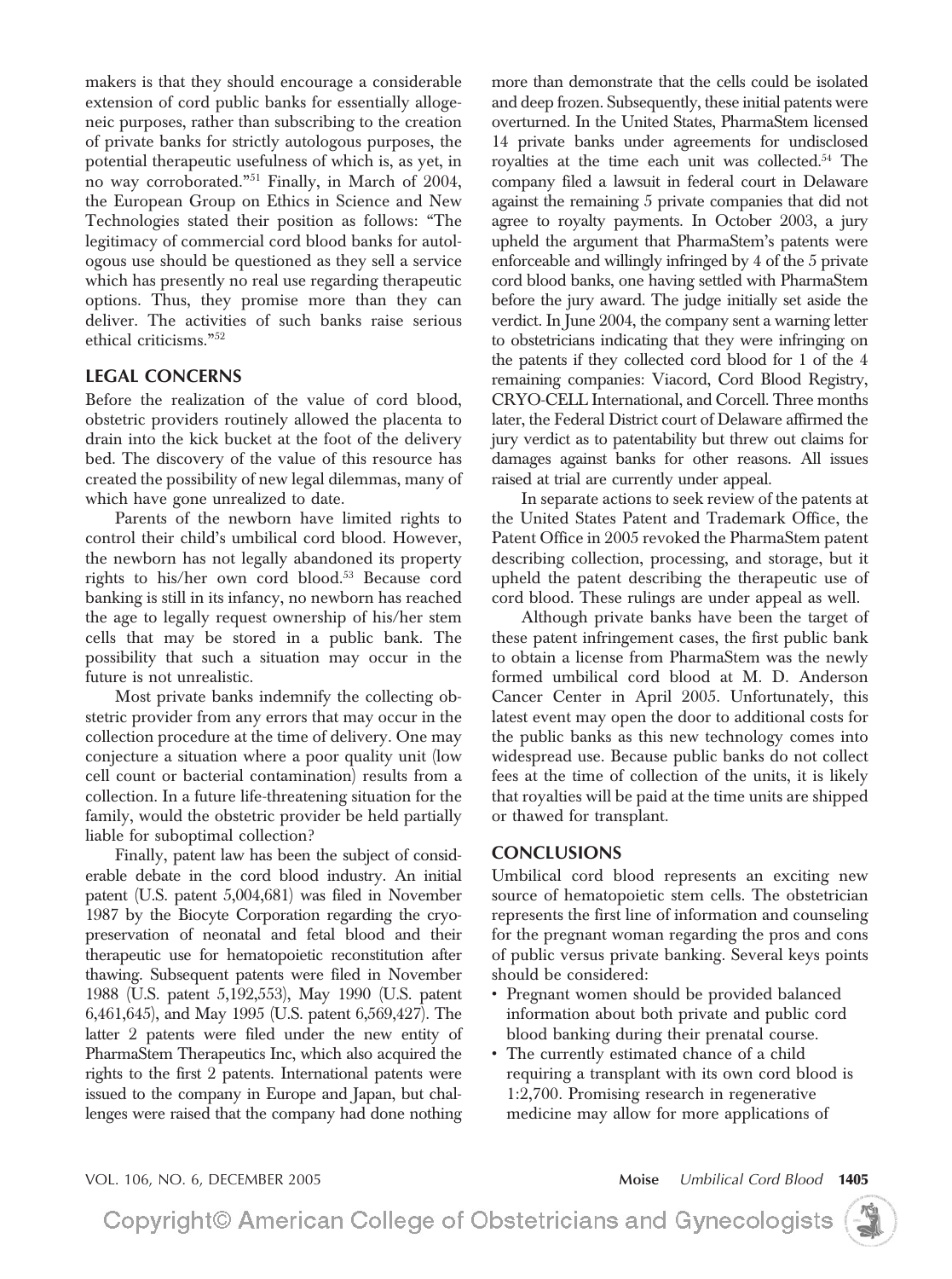makers is that they should encourage a considerable extension of cord public banks for essentially allogeneic purposes, rather than subscribing to the creation of private banks for strictly autologous purposes, the potential therapeutic usefulness of which is, as yet, in no way corroborated."[51] Finally, in March of 2004, the European Group on Ethics in Science and New Technologies stated their position as follows: "The legitimacy of commercial cord blood banks for autologous use should be questioned as they sell a service which has presently no real use regarding therapeutic options. Thus, they promise more than they can deliver. The activities of such banks raise serious ethical criticisms."[52]

## LEGAL CONCERNS

Before the realization of the value of cord blood, obstetric providers routinely allowed the placenta to drain into the kick bucket at the foot of the delivery bed. The discovery of the value of this resource has created the possibility of new legal dilemmas, many of which have gone unrealized to date.

Parents of the newborn have limited rights to control their child's umbilical cord blood. However, the newborn has not legally abandoned its property rights to his/her own cord blood.[53] Because cord banking is still in its infancy, no newborn has reached the age to legally request ownership of his/her stem cells that may be stored in a public bank. The possibility that such a situation may occur in the future is not unrealistic.

Most private banks indemnify the collecting obstetric provider from any errors that may occur in the collection procedure at the time of delivery. One may conjecture a situation where a poor quality unit (low cell count or bacterial contamination) results from a collection. In a future life-threatening situation for the family, would the obstetric provider be held partially liable for suboptimal collection?

Finally, patent law has been the subject of considerable debate in the cord blood industry. An initial patent (U.S. patent 5,004,681) was filed in November 1987 by the Biocyte Corporation regarding the cryopreservation of neonatal and fetal blood and their therapeutic use for hematopoietic reconstitution after thawing. Subsequent patents were filed in November 1988 (U.S. patent 5,192,553), May 1990 (U.S. patent 6,461,645), and May 1995 (U.S. patent 6,569,427). The latter 2 patents were filed under the new entity of PharmaStem Therapeutics Inc, which also acquired the rights to the first 2 patents. International patents were issued to the company in Europe and Japan, but challenges were raised that the company had done nothing more than demonstrate that the cells could be isolated and deep frozen. Subsequently, these initial patents were overturned. In the United States, PharmaStem licensed 14 private banks under agreements for undisclosed royalties at the time each unit was collected.[54] The company filed a lawsuit in federal court in Delaware against the remaining 5 private companies that did not agree to royalty payments. In October 2003, a jury upheld the argument that PharmaStem's patents were enforceable and willingly infringed by 4 of the 5 private cord blood banks, one having settled with PharmaStem before the jury award. The judge initially set aside the verdict. In June 2004, the company sent a warning letter to obstetricians indicating that they were infringing on the patents if they collected cord blood for 1 of the 4 remaining companies: Viacord, Cord Blood Registry, CRYO-CELL International, and Corcell. Three months later, the Federal District court of Delaware affirmed the jury verdict as to patentability but threw out claims for damages against banks for other reasons. All issues raised at trial are currently under appeal.

In separate actions to seek review of the patents at the United States Patent and Trademark Office, the Patent Office in 2005 revoked the PharmaStem patent describing collection, processing, and storage, but it upheld the patent describing the therapeutic use of cord blood. These rulings are under appeal as well.

Although private banks have been the target of these patent infringement cases, the first public bank to obtain a license from PharmaStem was the newly formed umbilical cord blood at M. D. Anderson Cancer Center in April 2005. Unfortunately, this latest event may open the door to additional costs for the public banks as this new technology comes into widespread use. Because public banks do not collect fees at the time of collection of the units, it is likely that royalties will be paid at the time units are shipped or thawed for transplant.

## CONCLUSIONS

Umbilical cord blood represents an exciting new source of hematopoietic stem cells. The obstetrician represents the first line of information and counseling for the pregnant woman regarding the pros and cons of public versus private banking. Several keys points should be considered:

- Pregnant women should be provided balanced information about both private and public cord blood banking during their prenatal course.
- The currently estimated chance of a child requiring a transplant with its own cord blood is 1:2,700. Promising research in regenerative medicine may allow for more applications of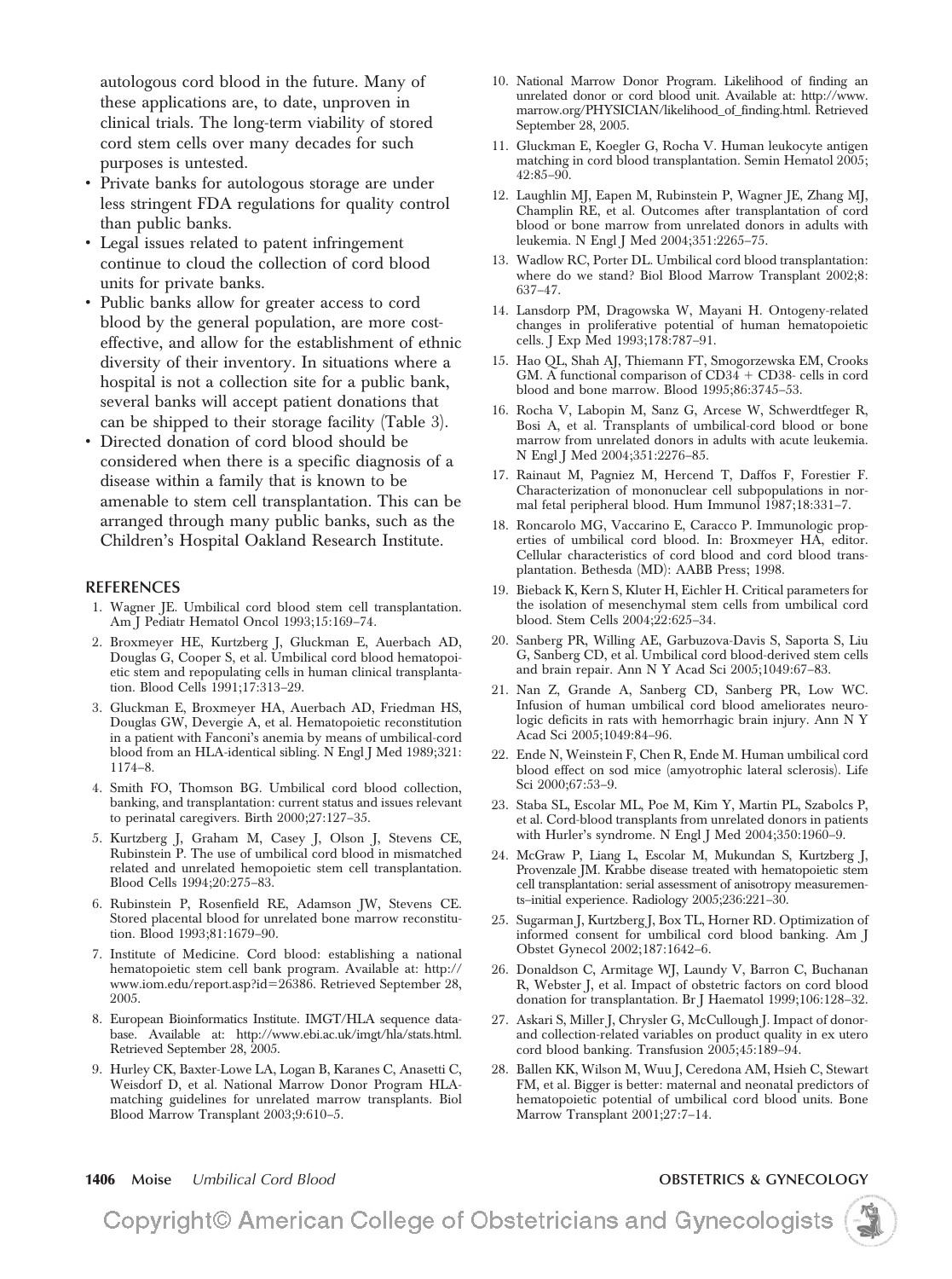autologous cord blood in the future. Many of these applications are, to date, unproven in clinical trials. The long-term viability of stored cord stem cells over many decades for such purposes is untested.

- Private banks for autologous storage are under less stringent FDA regulations for quality control than public banks.
- Legal issues related to patent infringement continue to cloud the collection of cord blood units for private banks.
- Public banks allow for greater access to cord blood by the general population, are more cost-effective, and allow for the establishment of ethnic diversity of their inventory. In situations where a hospital is not a collection site for a public bank, several banks will accept patient donations that can be shipped to their storage facility (Table 3).
- Directed donation of cord blood should be considered when there is a specific diagnosis of a disease within a family that is known to be amenable to stem cell transplantation. This can be arranged through many public banks, such as the Children's Hospital Oakland Research Institute.

## REFERENCES

1. Wagner JE. Umbilical cord blood stem cell transplantation. Am J Pediatr Hematol Oncol 1993;15:169–74.
2. Broxmeyer HE, Kurtzberg J, Gluckman E, Auerbach AD, Douglas G, Cooper S, et al. Umbilical cord blood hematopoietic stem and repopulating cells in human clinical transplantation. Blood Cells 1991;17:313–29.
3. Gluckman E, Broxmeyer HA, Auerbach AD, Friedman HS, Douglas GW, Devergie A, et al. Hematopoietic reconstitution in a patient with Fanconi's anemia by means of umbilical-cord blood from an HLA-identical sibling. N Engl J Med 1989;321: 1174–8.
4. Smith FO, Thomson BG. Umbilical cord blood collection, banking, and transplantation: current status and issues relevant to perinatal caregivers. Birth 2000;27:127–35.
5. Kurtzberg J, Graham M, Casey J, Olson J, Stevens CE, Rubinstein P. The use of umbilical cord blood in mismatched related and unrelated hemopoietic stem cell transplantation. Blood Cells 1994;20:275–83.
6. Rubinstein P, Rosenfield RE, Adamson JW, Stevens CE. Stored placental blood for unrelated bone marrow reconstitution. Blood 1993;81:1679–90.
7. Institute of Medicine. Cord blood: establishing a national hematopoietic stem cell bank program. Available at: http://www.iom.edu/report.asp?id=26386. Retrieved September 28, 2005.
8. European Bioinformatics Institute. IMGT/HLA sequence database. Available at: http://www.ebi.ac.uk/imgt/hla/stats.html. Retrieved September 28, 2005.
9. Hurley CK, Baxter-Lowe LA, Logan B, Karanes C, Anasetti C, Weisdorf D, et al. National Marrow Donor Program HLA-matching guidelines for unrelated marrow transplants. Biol Blood Marrow Transplant 2003;9:610–5.
10. National Marrow Donor Program. Likelihood of finding an unrelated donor or cord blood unit. Available at: http://www.marrow.org/PHYSICIAN/likelihood_of_finding.html. Retrieved September 28, 2005.
11. Gluckman E, Koegler G, Rocha V. Human leukocyte antigen matching in cord blood transplantation. Semin Hematol 2005; 42:85–90.
12. Laughlin MJ, Eapen M, Rubinstein P, Wagner JE, Zhang MJ, Champlin RE, et al. Outcomes after transplantation of cord blood or bone marrow from unrelated donors in adults with leukemia. N Engl J Med 2004;351:2265–75.
13. Wadlow RC, Porter DL. Umbilical cord blood transplantation: where do we stand? Biol Blood Marrow Transplant 2002;8: 637–47.
14. Lansdorp PM, Dragowska W, Mayani H. Ontogeny-related changes in proliferative potential of human hematopoietic cells. J Exp Med 1993;178:787–91.
15. Hao QL, Shah AJ, Thiemann FT, Smogorzewska EM, Crooks GM. A functional comparison of CD34 + CD38- cells in cord blood and bone marrow. Blood 1995;86:3745–53.
16. Rocha V, Labopin M, Sanz G, Arcese W, Schwerdtfeger R, Bosi A, et al. Transplants of umbilical-cord blood or bone marrow from unrelated donors in adults with acute leukemia. N Engl J Med 2004;351:2276–85.
17. Rainaut M, Pagniez M, Hercend T, Daffos F, Forestier F. Characterization of mononuclear cell subpopulations in normal fetal peripheral blood. Hum Immunol 1987;18:331–7.
18. Roncarolo MG, Vaccarino E, Caracco P. Immunologic properties of umbilical cord blood. In: Broxmeyer HA, editor. Cellular characteristics of cord blood and cord blood transplantation. Bethesda (MD): AABB Press; 1998.
19. Bieback K, Kern S, Kluter H, Eichler H. Critical parameters for the isolation of mesenchymal stem cells from umbilical cord blood. Stem Cells 2004;22:625–34.
20. Sanberg PR, Willing AE, Garbuzova-Davis S, Saporta S, Liu G, Sanberg CD, et al. Umbilical cord blood-derived stem cells and brain repair. Ann N Y Acad Sci 2005;1049:67–83.
21. Nan Z, Grande A, Sanberg CD, Sanberg PR, Low WC. Infusion of human umbilical cord blood ameliorates neurologic deficits in rats with hemorrhagic brain injury. Ann N Y Acad Sci 2005;1049:84–96.
22. Ende N, Weinstein F, Chen R, Ende M. Human umbilical cord blood effect on sod mice (amyotrophic lateral sclerosis). Life Sci 2000;67:53–9.
23. Staba SL, Escolar ML, Poe M, Kim Y, Martin PL, Szabolcs P, et al. Cord-blood transplants from unrelated donors in patients with Hurler's syndrome. N Engl J Med 2004;350:1960–9.
24. McGraw P, Liang L, Escolar M, Mukundan S, Kurtzberg J, Provenzale JM. Krabbe disease treated with hematopoietic stem cell transplantation: serial assessment of anisotropy measurements–initial experience. Radiology 2005;236:221–30.
25. Sugarman J, Kurtzberg J, Box TL, Horner RD. Optimization of informed consent for umbilical cord blood banking. Am J Obstet Gynecol 2002;187:1642–6.
26. Donaldson C, Armitage WJ, Laundy V, Barron C, Buchanan R, Webster J, et al. Impact of obstetric factors on cord blood donation for transplantation. Br J Haematol 1999;106:128–32.
27. Askari S, Miller J, Chrysler G, McCullough J. Impact of donor- and collection-related variables on product quality in ex utero cord blood banking. Transfusion 2005;45:189–94.
28. Ballen KK, Wilson M, Wuu J, Ceredona AM, Hsieh C, Stewart FM, et al. Bigger is better: maternal and neonatal predictors of hematopoietic potential of umbilical cord blood units. Bone Marrow Transplant 2001;27:7–14.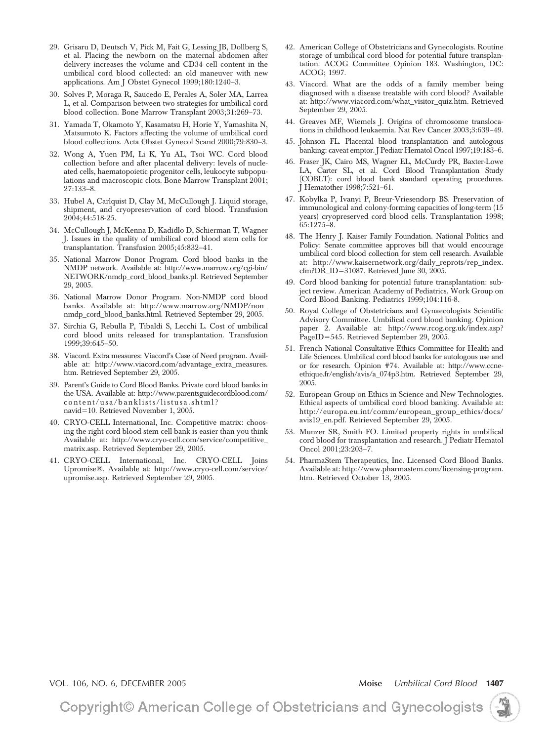29. Grisaru D, Deutsch V, Pick M, Fait G, Lessing JB, Dollberg S, et al. Placing the newborn on the maternal abdomen after delivery increases the volume and CD34 cell content in the umbilical cord blood collected: an old maneuver with new applications. Am J Obstet Gynecol 1999;180:1240–3.
30. Solves P, Moraga R, Saucedo E, Perales A, Soler MA, Larrea L, et al. Comparison between two strategies for umbilical cord blood collection. Bone Marrow Transplant 2003;31:269–73.
31. Yamada T, Okamoto Y, Kasamatsu H, Horie Y, Yamashita N, Matsumoto K. Factors affecting the volume of umbilical cord blood collections. Acta Obstet Gynecol Scand 2000;79:830–3.
32. Wong A, Yuen PM, Li K, Yu AL, Tsoi WC. Cord blood collection before and after placental delivery: levels of nucleated cells, haematopoietic progenitor cells, leukocyte subpopulations and macroscopic clots. Bone Marrow Transplant 2001; 27:133–8.
33. Hubel A, Carlquist D, Clay M, McCullough J. Liquid storage, shipment, and cryopreservation of cord blood. Transfusion 2004;44:518-25.
34. McCullough J, McKenna D, Kadidlo D, Schierman T, Wagner J. Issues in the quality of umbilical cord blood stem cells for transplantation. Transfusion 2005;45:832–41.
35. National Marrow Donor Program. Cord blood banks in the NMDP network. Available at: http://www.marrow.org/cgi-bin/NETWORK/nmdp_cord_blood_banks.pl. Retrieved September 29, 2005.
36. National Marrow Donor Program. Non-NMDP cord blood banks. Available at: http://www.marrow.org/NMDP/non_nmdp_cord_blood_banks.html. Retrieved September 29, 2005.
37. Sirchia G, Rebulla P, Tibaldi S, Lecchi L. Cost of umbilical cord blood units released for transplantation. Transfusion 1999;39:645–50.
38. Viacord. Extra measures: Viacord's Case of Need program. Available at: http://www.viacord.com/advantage_extra_measures.htm. Retrieved September 29, 2005.
39. Parent's Guide to Cord Blood Banks. Private cord blood banks in the USA. Available at: http://www.parentsguidecordblood.com/content/usa/banklists/listusa.shtml?navid=10. Retrieved November 1, 2005.
40. CRYO-CELL International, Inc. Competitive matrix: choosing the right cord blood stem cell bank is easier than you think Available at: http://www.cryo-cell.com/service/competitive_matrix.asp. Retrieved September 29, 2005.
41. CRYO-CELL International, Inc. CRYO-CELL Joins Upromise®. Available at: http://www.cryo-cell.com/service/upromise.asp. Retrieved September 29, 2005.
42. American College of Obstetricians and Gynecologists. Routine storage of umbilical cord blood for potential future transplantation. ACOG Committee Opinion 183. Washington, DC: ACOG; 1997.
43. Viacord. What are the odds of a family member being diagnosed with a disease treatable with cord blood? Available at: http://www.viacord.com/what_visitor_quiz.htm. Retrieved September 29, 2005.
44. Greaves MF, Wiemels J. Origins of chromosome translocations in childhood leukaemia. Nat Rev Cancer 2003;3:639–49.
45. Johnson FL. Placental blood transplantation and autologous banking: caveat emptor. J Pediatr Hematol Oncol 1997;19:183–6.
46. Fraser JK, Cairo MS, Wagner EL, McCurdy PR, Baxter-Lowe LA, Carter SL, et al. Cord Blood Transplantation Study (COBLT): cord blood bank standard operating procedures. J Hematother 1998;7:521–61.
47. Kobylka P, Ivanyi P, Breur-Vriesendorp BS. Preservation of immunological and colony-forming capacities of long-term (15 years) cryopreserved cord blood cells. Transplantation 1998; 65:1275–8.
48. The Henry J. Kaiser Family Foundation. National Politics and Policy: Senate committee approves bill that would encourage umbilical cord blood collection for stem cell research. Available at: http://www.kaisernetwork.org/daily_reprots/rep_index.cfm?DR_ID=31087. Retrieved June 30, 2005.
49. Cord blood banking for potential future transplantation: subject review. American Academy of Pediatrics. Work Group on Cord Blood Banking. Pediatrics 1999;104:116-8.
50. Royal College of Obstetricians and Gynaecologists Scientific Advisory Committee. Umbilical cord blood banking. Opinion paper 2. Available at: http://www.rcog.org.uk/index.asp?PageID=545. Retrieved September 29, 2005.
51. French National Consultative Ethics Committee for Health and Life Sciences. Umbilical cord blood banks for autologous use and or for research. Opinion #74. Available at: http://www.ccne-ethique.fr/english/avis/a_074p3.htm. Retrieved September 29, 2005.
52. European Group on Ethics in Science and New Technologies. Ethical aspects of umbilical cord blood banking. Available at: http://europa.eu.int/comm/european_group_ethics/docs/avis19_en.pdf. Retrieved September 29, 2005.
53. Munzer SR, Smith FO. Limited property rights in umbilical cord blood for transplantation and research. J Pediatr Hematol Oncol 2001;23:203–7.
54. PharmaStem Therapeutics, Inc. Licensed Cord Blood Banks. Available at: http://www.pharmastem.com/licensing-program.htm. Retrieved October 13, 2005.

Copyright© American College of Obstetricians and Gynecologists